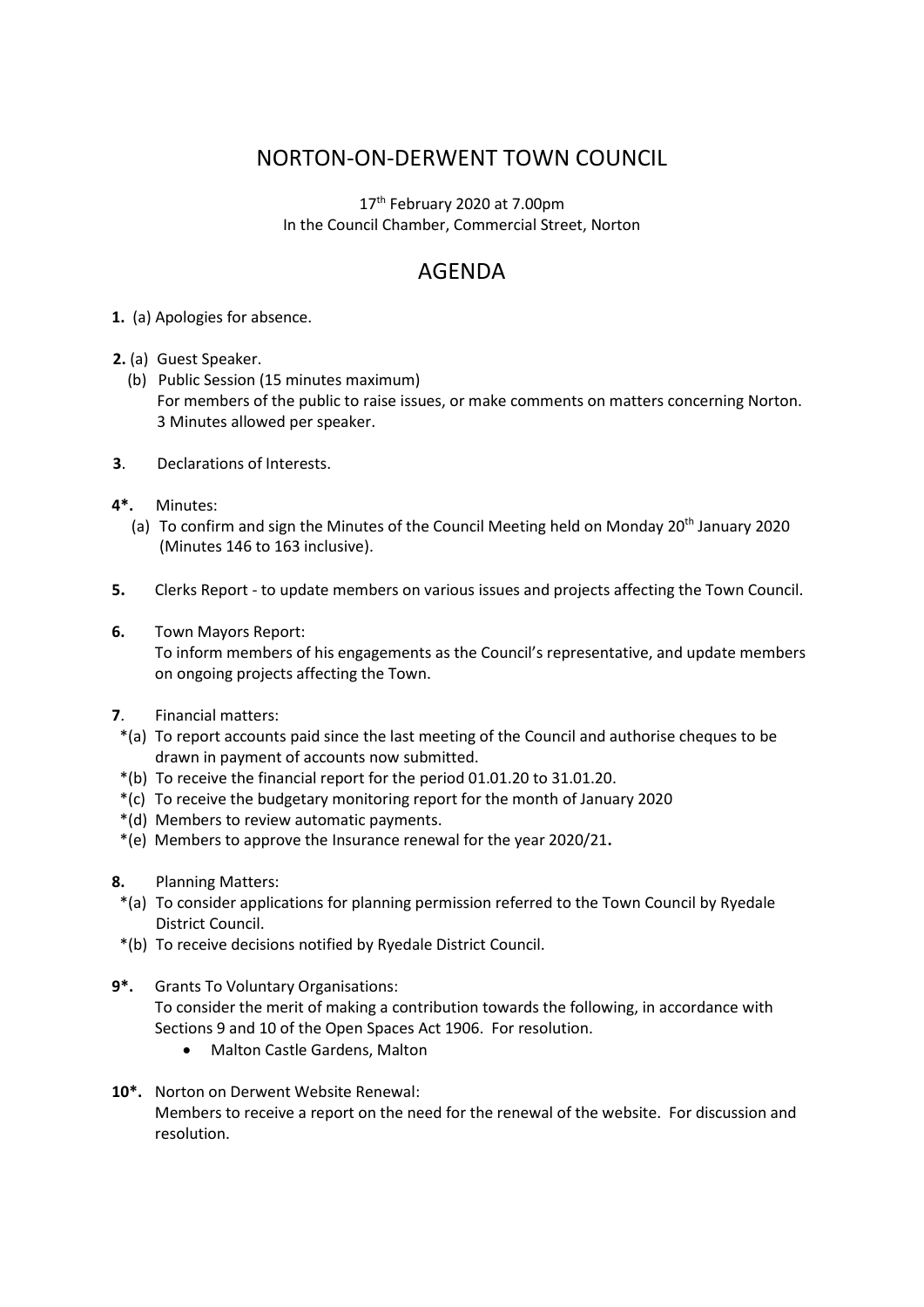# NORTON-ON-DERWENT TOWN COUNCIL

17th February 2020 at 7.00pm
In the Council Chamber, Commercial Street, Norton

## AGENDA

**1.** (a) Apologies for absence.

**2.** (a) Guest Speaker.
(b) Public Session (15 minutes maximum)
For members of the public to raise issues, or make comments on matters concerning Norton. 3 Minutes allowed per speaker.

**3**. Declarations of Interests.

**4*.** Minutes:
(a) To confirm and sign the Minutes of the Council Meeting held on Monday 20th January 2020 (Minutes 146 to 163 inclusive).

**5.** Clerks Report - to update members on various issues and projects affecting the Town Council.

**6.** Town Mayors Report:
To inform members of his engagements as the Council's representative, and update members on ongoing projects affecting the Town.

**7**. Financial matters:
*(a) To report accounts paid since the last meeting of the Council and authorise cheques to be drawn in payment of accounts now submitted.
*(b) To receive the financial report for the period 01.01.20 to 31.01.20.
*(c) To receive the budgetary monitoring report for the month of January 2020
*(d) Members to review automatic payments.
*(e) Members to approve the Insurance renewal for the year 2020/21**.**

**8.** Planning Matters:
*(a) To consider applications for planning permission referred to the Town Council by Ryedale District Council.
*(b) To receive decisions notified by Ryedale District Council.

**9*.** Grants To Voluntary Organisations:
To consider the merit of making a contribution towards the following, in accordance with Sections 9 and 10 of the Open Spaces Act 1906. For resolution.

- Malton Castle Gardens, Malton

**10*.** Norton on Derwent Website Renewal:
Members to receive a report on the need for the renewal of the website. For discussion and resolution.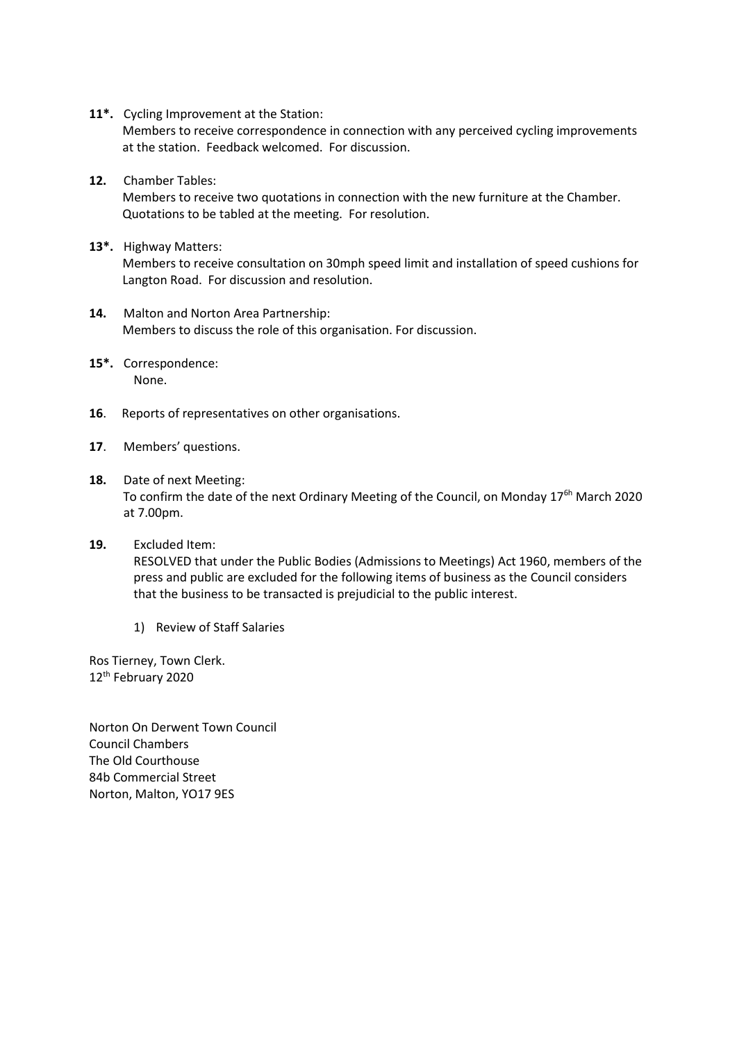**11*.** Cycling Improvement at the Station:
Members to receive correspondence in connection with any perceived cycling improvements at the station. Feedback welcomed. For discussion.

**12.** Chamber Tables:
Members to receive two quotations in connection with the new furniture at the Chamber. Quotations to be tabled at the meeting. For resolution.

**13*.** Highway Matters:
Members to receive consultation on 30mph speed limit and installation of speed cushions for Langton Road. For discussion and resolution.

**14.** Malton and Norton Area Partnership:
Members to discuss the role of this organisation. For discussion.

**15*.** Correspondence:
None.

**16**. Reports of representatives on other organisations.

**17**. Members' questions.

**18.** Date of next Meeting:
To confirm the date of the next Ordinary Meeting of the Council, on Monday 17[6h] March 2020 at 7.00pm.

**19.** Excluded Item:
RESOLVED that under the Public Bodies (Admissions to Meetings) Act 1960, members of the press and public are excluded for the following items of business as the Council considers that the business to be transacted is prejudicial to the public interest.

1) Review of Staff Salaries

Ros Tierney, Town Clerk.
12[th] February 2020

Norton On Derwent Town Council
Council Chambers
The Old Courthouse
84b Commercial Street
Norton, Malton, YO17 9ES